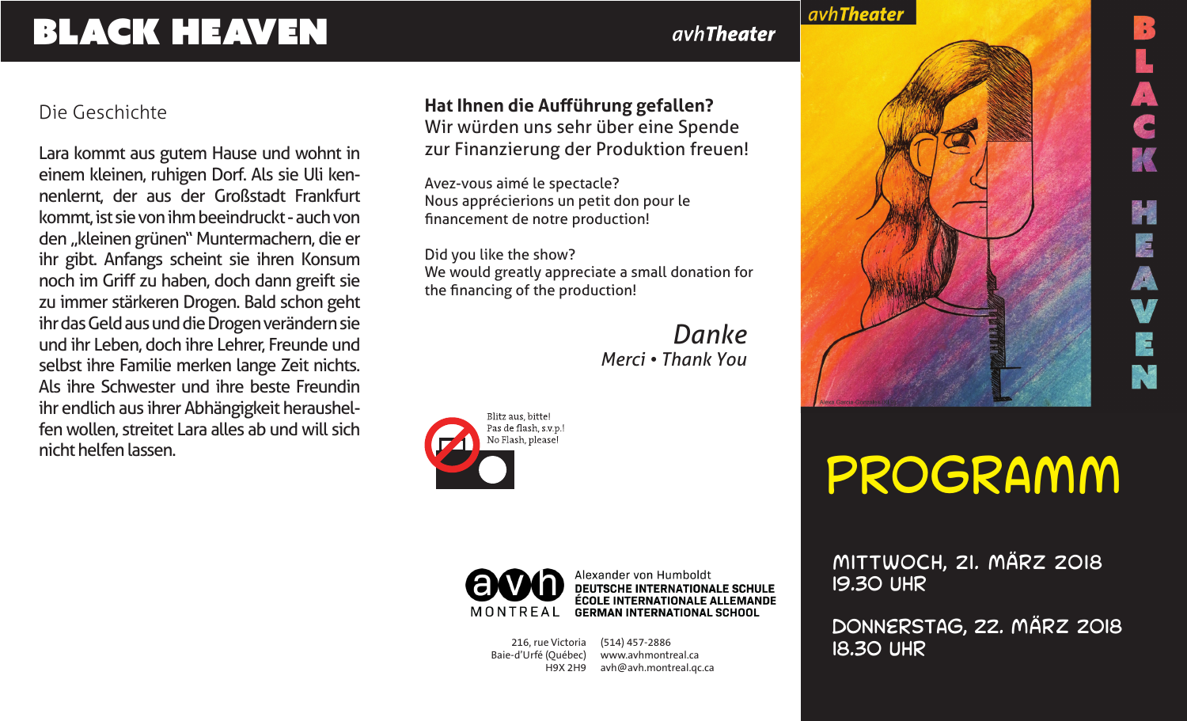# BLACK HEAVEN

*avh**Theater***

## Die Geschichte

Lara kommt aus gutem Hause und wohnt in einem kleinen, ruhigen Dorf. Als sie Uli kennenlernt, der aus der Großstadt Frankfurt kommt, ist sie von ihm beeindruckt - auch von den „kleinen grünen" Muntermachern, die er ihr gibt. Anfangs scheint sie ihren Konsum noch im Griff zu haben, doch dann greift sie zu immer stärkeren Drogen. Bald schon geht ihr das Geld aus und die Drogen verändern sie und ihr Leben, doch ihre Lehrer, Freunde und selbst ihre Familie merken lange Zeit nichts. Als ihre Schwester und ihre beste Freundin ihr endlich aus ihrer Abhängigkeit heraushelfen wollen, streitet Lara alles ab und will sich nicht helfen lassen.

**Hat Ihnen die Aufführung gefallen?**
Wir würden uns sehr über eine Spende zur Finanzierung der Produktion freuen!

Avez-vous aimé le spectacle?
Nous apprécierions un petit don pour le financement de notre production!

Did you like the show?
We would greatly appreciate a small donation for the financing of the production!

*Danke*
*Merci • Thank You*

Blitz aus, bitte!
Pas de flash, s.v.p.!
No Flash, please!

avh MONTREAL
Alexander von Humboldt
**DEUTSCHE INTERNATIONALE SCHULE**
**ÉCOLE INTERNATIONALE ALLEMANDE**
**GERMAN INTERNATIONAL SCHOOL**

216, rue Victoria
Baie-d'Urfé (Québec)
H9X 2H9

(514) 457-2886
www.avhmontreal.ca
avh@avh.montreal.qc.ca

*avh**Theater***

BLACK HEAVEN

# PROGRAMM

MITTWOCH, 21. MÄRZ 2018
19.30 UHR

DONNERSTAG, 22. MÄRZ 2018
18.30 UHR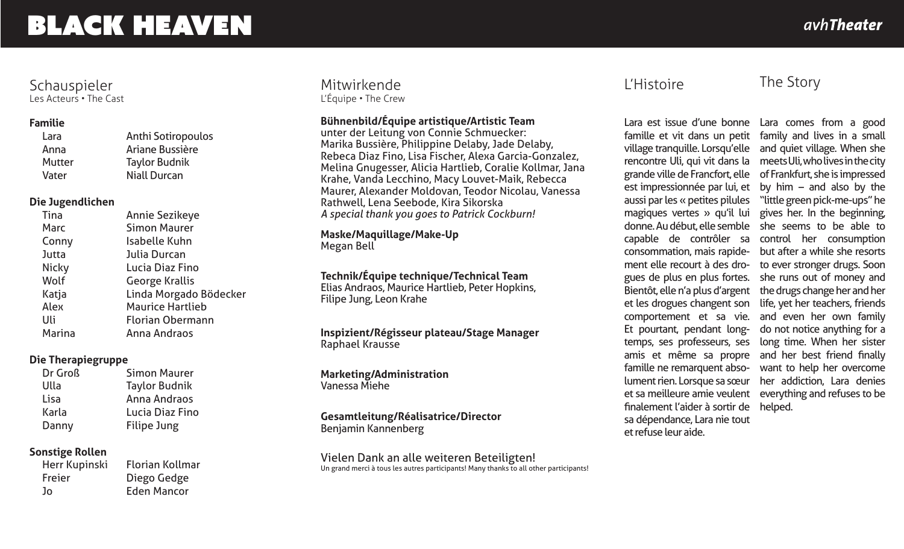# BLACK HEAVEN

*avh***Theater**

## Schauspieler
Les Acteurs • The Cast

**Familie**

| | |
|---|---|
| Lara | Anthi Sotiropoulos |
| Anna | Ariane Bussière |
| Mutter | Taylor Budnik |
| Vater | Niall Durcan |

**Die Jugendlichen**

| | |
|---|---|
| Tina | Annie Sezikeye |
| Marc | Simon Maurer |
| Conny | Isabelle Kuhn |
| Jutta | Julia Durcan |
| Nicky | Lucia Diaz Fino |
| Wolf | George Krallis |
| Katja | Linda Morgado Bödecker |
| Alex | Maurice Hartlieb |
| Uli | Florian Obermann |
| Marina | Anna Andraos |

**Die Therapiegruppe**

| | |
|---|---|
| Dr Groß | Simon Maurer |
| Ulla | Taylor Budnik |
| Lisa | Anna Andraos |
| Karla | Lucia Diaz Fino |
| Danny | Filipe Jung |

**Sonstige Rollen**

| | |
|---|---|
| Herr Kupinski | Florian Kollmar |
| Freier | Diego Gedge |
| Jo | Eden Mancor |

## Mitwirkende
L'Équipe • The Crew

**Bühnenbild/Équipe artistique/Artistic Team**
unter der Leitung von Connie Schmuecker:
Marika Bussière, Philippine Delaby, Jade Delaby, Rebeca Diaz Fino, Lisa Fischer, Alexa Garcia-Gonzalez, Melina Gnugesser, Alicia Hartlieb, Coralie Kollmar, Jana Krahe, Vanda Lecchino, Macy Louvet-Maik, Rebecca Maurer, Alexander Moldovan, Teodor Nicolau, Vanessa Rathwell, Lena Seebode, Kira Sikorska
*A special thank you goes to Patrick Cockburn!*

**Maske/Maquillage/Make-Up**
Megan Bell

**Technik/Équipe technique/Technical Team**
Elias Andraos, Maurice Hartlieb, Peter Hopkins, Filipe Jung, Leon Krahe

**Inspizient/Régisseur plateau/Stage Manager**
Raphael Krausse

**Marketing/Administration**
Vanessa Miehe

**Gesamtleitung/Réalisatrice/Director**
Benjamin Kannenberg

Vielen Dank an alle weiteren Beteiligten!
Un grand merci à tous les autres participants! Many thanks to all other participants!

## L'Histoire

Lara est issue d'une bonne famille et vit dans un petit village tranquille. Lorsqu'elle rencontre Uli, qui vit dans la grande ville de Francfort, elle est impressionnée par lui, et aussi par les « petites pilules magiques vertes » qu'il lui donne. Au début, elle semble capable de contrôler sa consommation, mais rapidement elle recourt à des drogues de plus en plus fortes. Bientôt, elle n'a plus d'argent et les drogues changent son comportement et sa vie. Et pourtant, pendant longtemps, ses professeurs, ses amis et même sa propre famille ne remarquent absolument rien. Lorsque sa sœur et sa meilleure amie veulent finalement l'aider à sortir de sa dépendance, Lara nie tout et refuse leur aide.

## The Story

Lara comes from a good family and lives in a small and quiet village. When she meets Uli, who lives in the city of Frankfurt, she is impressed by him – and also by the "little green pick-me-ups" he gives her. In the beginning, she seems to be able to control her consumption but after a while she resorts to ever stronger drugs. Soon she runs out of money and the drugs change her and her life, yet her teachers, friends and even her own family do not notice anything for a long time. When her sister and her best friend finally want to help her overcome her addiction, Lara denies everything and refuses to be helped.